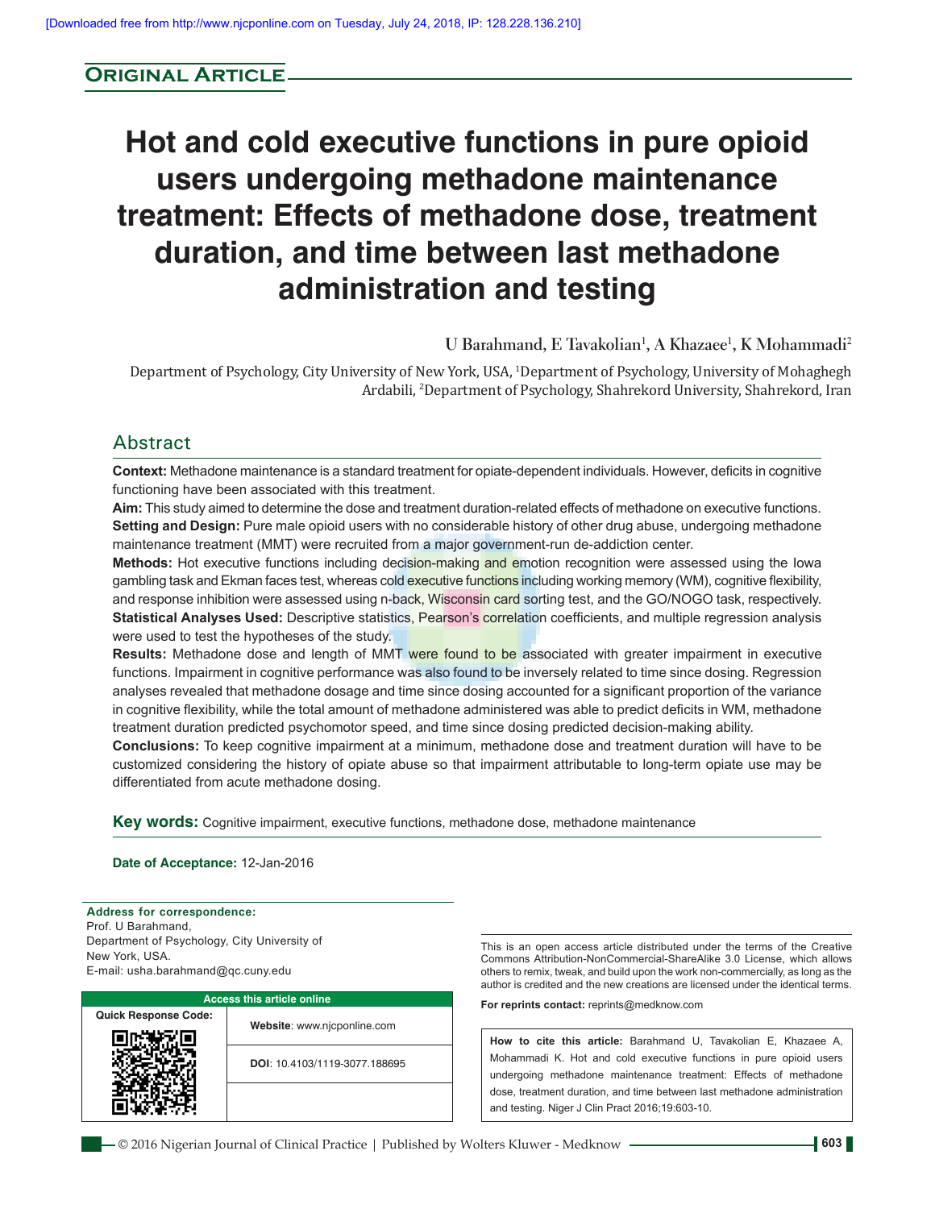**Original Article**

# Hot and cold executive functions in pure opioid users undergoing methadone maintenance treatment: Effects of methadone dose, treatment duration, and time between last methadone administration and testing

U Barahmand, E Tavakolian[1], A Khazaee[1], K Mohammadi[2]

Department of Psychology, City University of New York, USA, [1]Department of Psychology, University of Mohaghegh Ardabili, [2]Department of Psychology, Shahrekord University, Shahrekord, Iran

## Abstract

**Context:** Methadone maintenance is a standard treatment for opiate-dependent individuals. However, deficits in cognitive functioning have been associated with this treatment.

**Aim:** This study aimed to determine the dose and treatment duration-related effects of methadone on executive functions.

**Setting and Design:** Pure male opioid users with no considerable history of other drug abuse, undergoing methadone maintenance treatment (MMT) were recruited from a major government-run de-addiction center.

**Methods:** Hot executive functions including decision-making and emotion recognition were assessed using the Iowa gambling task and Ekman faces test, whereas cold executive functions including working memory (WM), cognitive flexibility, and response inhibition were assessed using n-back, Wisconsin card sorting test, and the GO/NOGO task, respectively.

**Statistical Analyses Used:** Descriptive statistics, Pearson's correlation coefficients, and multiple regression analysis were used to test the hypotheses of the study.

**Results:** Methadone dose and length of MMT were found to be associated with greater impairment in executive functions. Impairment in cognitive performance was also found to be inversely related to time since dosing. Regression analyses revealed that methadone dosage and time since dosing accounted for a significant proportion of the variance in cognitive flexibility, while the total amount of methadone administered was able to predict deficits in WM, methadone treatment duration predicted psychomotor speed, and time since dosing predicted decision-making ability.

**Conclusions:** To keep cognitive impairment at a minimum, methadone dose and treatment duration will have to be customized considering the history of opiate abuse so that impairment attributable to long-term opiate use may be differentiated from acute methadone dosing.

**Key words:** Cognitive impairment, executive functions, methadone dose, methadone maintenance

**Date of Acceptance:** 12-Jan-2016

**Address for correspondence:**
Prof. U Barahmand,
Department of Psychology, City University of New York, USA.
E-mail: usha.barahmand@qc.cuny.edu

| Access this article online | |
|---|---|
| Quick Response Code: | Website: www.njcponline.com |
| | DOI: 10.4103/1119-3077.188695 |

This is an open access article distributed under the terms of the Creative Commons Attribution-NonCommercial-ShareAlike 3.0 License, which allows others to remix, tweak, and build upon the work non-commercially, as long as the author is credited and the new creations are licensed under the identical terms.

**For reprints contact:** reprints@medknow.com

**How to cite this article:** Barahmand U, Tavakolian E, Khazaee A, Mohammadi K. Hot and cold executive functions in pure opioid users undergoing methadone maintenance treatment: Effects of methadone dose, treatment duration, and time between last methadone administration and testing. Niger J Clin Pract 2016;19:603-10.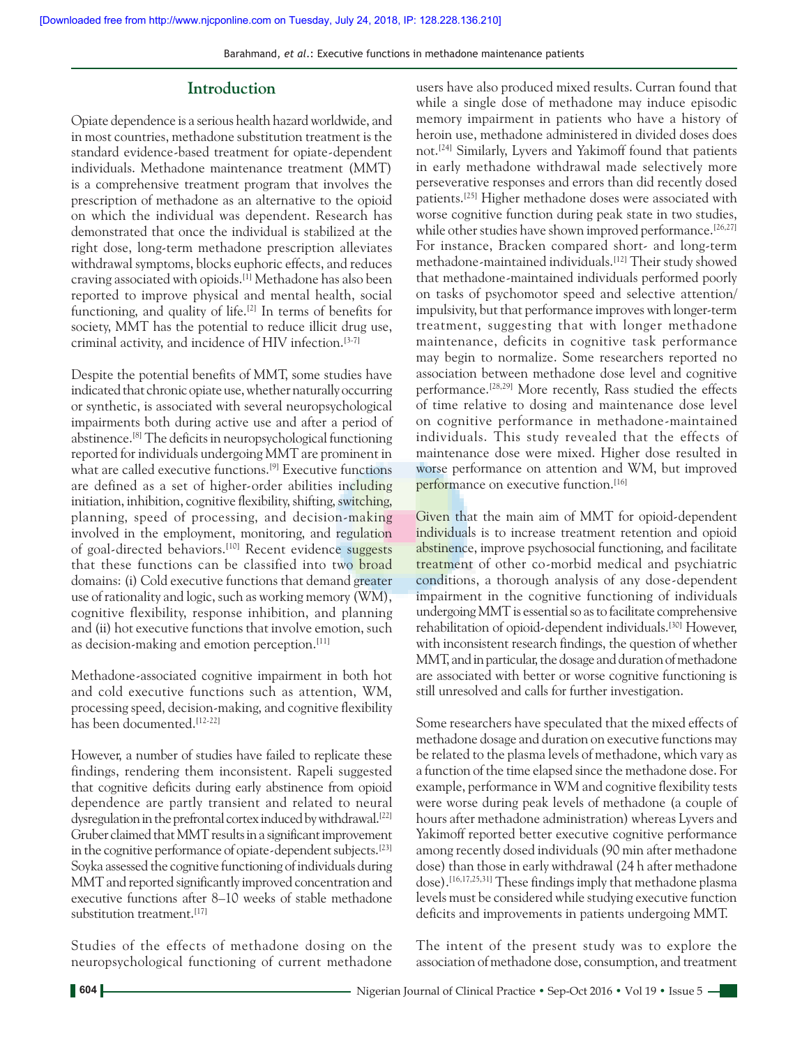## Introduction

Opiate dependence is a serious health hazard worldwide, and in most countries, methadone substitution treatment is the standard evidence-based treatment for opiate-dependent individuals. Methadone maintenance treatment (MMT) is a comprehensive treatment program that involves the prescription of methadone as an alternative to the opioid on which the individual was dependent. Research has demonstrated that once the individual is stabilized at the right dose, long-term methadone prescription alleviates withdrawal symptoms, blocks euphoric effects, and reduces craving associated with opioids.[1] Methadone has also been reported to improve physical and mental health, social functioning, and quality of life.[2] In terms of benefits for society, MMT has the potential to reduce illicit drug use, criminal activity, and incidence of HIV infection.[3-7]

Despite the potential benefits of MMT, some studies have indicated that chronic opiate use, whether naturally occurring or synthetic, is associated with several neuropsychological impairments both during active use and after a period of abstinence.[8] The deficits in neuropsychological functioning reported for individuals undergoing MMT are prominent in what are called executive functions.[9] Executive functions are defined as a set of higher-order abilities including initiation, inhibition, cognitive flexibility, shifting, switching, planning, speed of processing, and decision-making involved in the employment, monitoring, and regulation of goal-directed behaviors.[10] Recent evidence suggests that these functions can be classified into two broad domains: (i) Cold executive functions that demand greater use of rationality and logic, such as working memory (WM), cognitive flexibility, response inhibition, and planning and (ii) hot executive functions that involve emotion, such as decision-making and emotion perception.[11]

Methadone-associated cognitive impairment in both hot and cold executive functions such as attention, WM, processing speed, decision-making, and cognitive flexibility has been documented.[12-22]

However, a number of studies have failed to replicate these findings, rendering them inconsistent. Rapeli suggested that cognitive deficits during early abstinence from opioid dependence are partly transient and related to neural dysregulation in the prefrontal cortex induced by withdrawal.[22] Gruber claimed that MMT results in a significant improvement in the cognitive performance of opiate-dependent subjects.[23] Soyka assessed the cognitive functioning of individuals during MMT and reported significantly improved concentration and executive functions after 8–10 weeks of stable methadone substitution treatment.[17]

Studies of the effects of methadone dosing on the neuropsychological functioning of current methadone users have also produced mixed results. Curran found that while a single dose of methadone may induce episodic memory impairment in patients who have a history of heroin use, methadone administered in divided doses does not.[24] Similarly, Lyvers and Yakimoff found that patients in early methadone withdrawal made selectively more perseverative responses and errors than did recently dosed patients.[25] Higher methadone doses were associated with worse cognitive function during peak state in two studies, while other studies have shown improved performance.[26,27] For instance, Bracken compared short- and long-term methadone-maintained individuals.[12] Their study showed that methadone-maintained individuals performed poorly on tasks of psychomotor speed and selective attention/impulsivity, but that performance improves with longer-term treatment, suggesting that with longer methadone maintenance, deficits in cognitive task performance may begin to normalize. Some researchers reported no association between methadone dose level and cognitive performance.[28,29] More recently, Rass studied the effects of time relative to dosing and maintenance dose level on cognitive performance in methadone-maintained individuals. This study revealed that the effects of maintenance dose were mixed. Higher dose resulted in worse performance on attention and WM, but improved performance on executive function.[16]

Given that the main aim of MMT for opioid-dependent individuals is to increase treatment retention and opioid abstinence, improve psychosocial functioning, and facilitate treatment of other co-morbid medical and psychiatric conditions, a thorough analysis of any dose-dependent impairment in the cognitive functioning of individuals undergoing MMT is essential so as to facilitate comprehensive rehabilitation of opioid-dependent individuals.[30] However, with inconsistent research findings, the question of whether MMT, and in particular, the dosage and duration of methadone are associated with better or worse cognitive functioning is still unresolved and calls for further investigation.

Some researchers have speculated that the mixed effects of methadone dosage and duration on executive functions may be related to the plasma levels of methadone, which vary as a function of the time elapsed since the methadone dose. For example, performance in WM and cognitive flexibility tests were worse during peak levels of methadone (a couple of hours after methadone administration) whereas Lyvers and Yakimoff reported better executive cognitive performance among recently dosed individuals (90 min after methadone dose) than those in early withdrawal (24 h after methadone dose).[16,17,25,31] These findings imply that methadone plasma levels must be considered while studying executive function deficits and improvements in patients undergoing MMT.

The intent of the present study was to explore the association of methadone dose, consumption, and treatment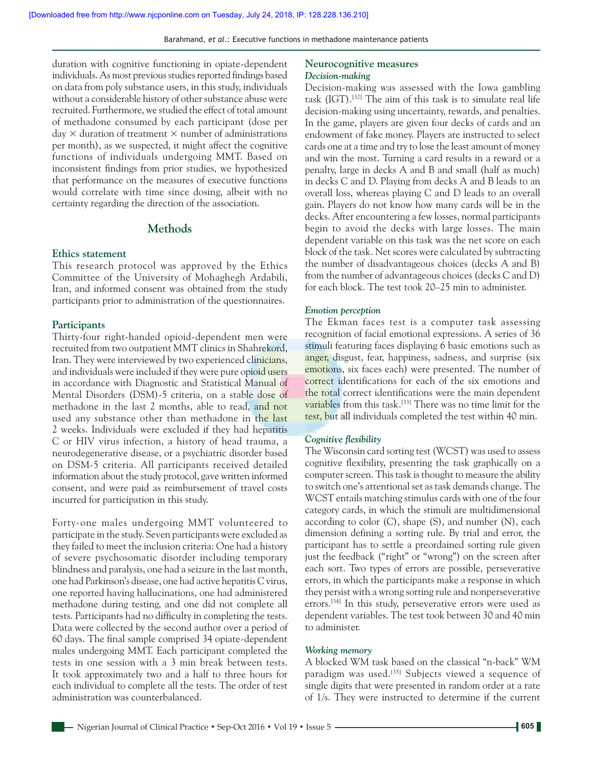duration with cognitive functioning in opiate-dependent individuals. As most previous studies reported findings based on data from poly substance users, in this study, individuals without a considerable history of other substance abuse were recruited. Furthermore, we studied the effect of total amount of methadone consumed by each participant (dose per day × duration of treatment × number of administrations per month), as we suspected, it might affect the cognitive functions of individuals undergoing MMT. Based on inconsistent findings from prior studies, we hypothesized that performance on the measures of executive functions would correlate with time since dosing, albeit with no certainty regarding the direction of the association.

## Methods

### Ethics statement

This research protocol was approved by the Ethics Committee of the University of Mohaghegh Ardabili, Iran, and informed consent was obtained from the study participants prior to administration of the questionnaires.

### Participants

Thirty-four right-handed opioid-dependent men were recruited from two outpatient MMT clinics in Shahrekord, Iran. They were interviewed by two experienced clinicians, and individuals were included if they were pure opioid users in accordance with Diagnostic and Statistical Manual of Mental Disorders (DSM)-5 criteria, on a stable dose of methadone in the last 2 months, able to read, and not used any substance other than methadone in the last 2 weeks. Individuals were excluded if they had hepatitis C or HIV virus infection, a history of head trauma, a neurodegenerative disease, or a psychiatric disorder based on DSM-5 criteria. All participants received detailed information about the study protocol, gave written informed consent, and were paid as reimbursement of travel costs incurred for participation in this study.

Forty-one males undergoing MMT volunteered to participate in the study. Seven participants were excluded as they failed to meet the inclusion criteria: One had a history of severe psychosomatic disorder including temporary blindness and paralysis, one had a seizure in the last month, one had Parkinson's disease, one had active hepatitis C virus, one reported having hallucinations, one had administered methadone during testing, and one did not complete all tests. Participants had no difficulty in completing the tests. Data were collected by the second author over a period of 60 days. The final sample comprised 34 opiate-dependent males undergoing MMT. Each participant completed the tests in one session with a 3 min break between tests. It took approximately two and a half to three hours for each individual to complete all the tests. The order of test administration was counterbalanced.

### Neurocognitive measures

#### *Decision-making*

Decision-making was assessed with the Iowa gambling task (IGT).[32] The aim of this task is to simulate real life decision-making using uncertainty, rewards, and penalties. In the game, players are given four decks of cards and an endowment of fake money. Players are instructed to select cards one at a time and try to lose the least amount of money and win the most. Turning a card results in a reward or a penalty, large in decks A and B and small (half as much) in decks C and D. Playing from decks A and B leads to an overall loss, whereas playing C and D leads to an overall gain. Players do not know how many cards will be in the decks. After encountering a few losses, normal participants begin to avoid the decks with large losses. The main dependent variable on this task was the net score on each block of the task. Net scores were calculated by subtracting the number of disadvantageous choices (decks A and B) from the number of advantageous choices (decks C and D) for each block. The test took 20–25 min to administer.

#### *Emotion perception*

The Ekman faces test is a computer task assessing recognition of facial emotional expressions. A series of 36 stimuli featuring faces displaying 6 basic emotions such as anger, disgust, fear, happiness, sadness, and surprise (six emotions, six faces each) were presented. The number of correct identifications for each of the six emotions and the total correct identifications were the main dependent variables from this task.[33] There was no time limit for the test, but all individuals completed the test within 40 min.

#### *Cognitive flexibility*

The Wisconsin card sorting test (WCST) was used to assess cognitive flexibility, presenting the task graphically on a computer screen. This task is thought to measure the ability to switch one's attentional set as task demands change. The WCST entails matching stimulus cards with one of the four category cards, in which the stimuli are multidimensional according to color (C), shape (S), and number (N), each dimension defining a sorting rule. By trial and error, the participant has to settle a preordained sorting rule given just the feedback ("right" or "wrong") on the screen after each sort. Two types of errors are possible, perseverative errors, in which the participants make a response in which they persist with a wrong sorting rule and nonperseverative errors.[34] In this study, perseverative errors were used as dependent variables. The test took between 30 and 40 min to administer.

#### *Working memory*

A blocked WM task based on the classical "n-back" WM paradigm was used.[35] Subjects viewed a sequence of single digits that were presented in random order at a rate of 1/s. They were instructed to determine if the current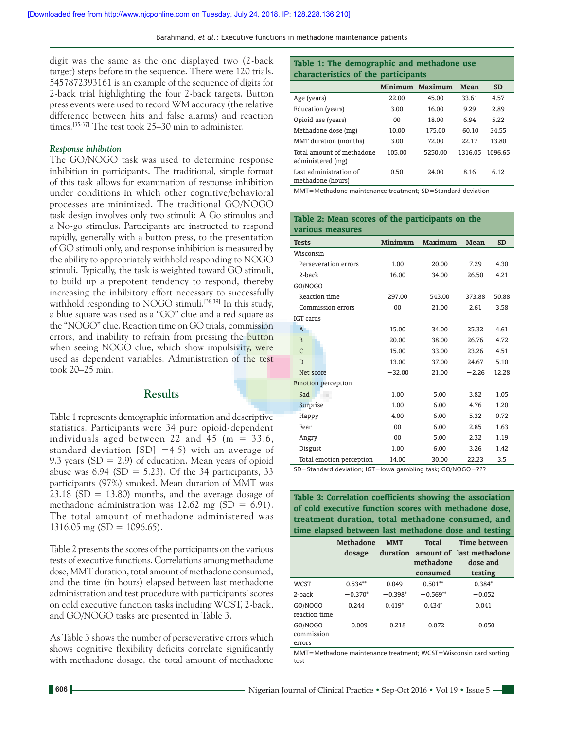digit was the same as the one displayed two (2-back target) steps before in the sequence. There were 120 trials. 5457872393161 is an example of the sequence of digits for 2-back trial highlighting the four 2-back targets. Button press events were used to record WM accuracy (the relative difference between hits and false alarms) and reaction times.[35-37] The test took 25–30 min to administer.

### *Response inhibition*

The GO/NOGO task was used to determine response inhibition in participants. The traditional, simple format of this task allows for examination of response inhibition under conditions in which other cognitive/behavioral processes are minimized. The traditional GO/NOGO task design involves only two stimuli: A Go stimulus and a No-go stimulus. Participants are instructed to respond rapidly, generally with a button press, to the presentation of GO stimuli only, and response inhibition is measured by the ability to appropriately withhold responding to NOGO stimuli. Typically, the task is weighted toward GO stimuli, to build up a prepotent tendency to respond, thereby increasing the inhibitory effort necessary to successfully withhold responding to NOGO stimuli.[38,39] In this study, a blue square was used as a "GO" clue and a red square as the "NOGO" clue. Reaction time on GO trials, commission errors, and inability to refrain from pressing the button when seeing NOGO clue, which show impulsivity, were used as dependent variables. Administration of the test took 20–25 min.

## Results

Table 1 represents demographic information and descriptive statistics. Participants were 34 pure opioid-dependent individuals aged between 22 and 45 (m = 33.6, standard deviation [SD] =4.5) with an average of 9.3 years (SD = 2.9) of education. Mean years of opioid abuse was 6.94 (SD = 5.23). Of the 34 participants, 33 participants (97%) smoked. Mean duration of MMT was 23.18 (SD = 13.80) months, and the average dosage of methadone administration was 12.62 mg (SD = 6.91). The total amount of methadone administered was 1316.05 mg (SD = 1096.65).

Table 2 presents the scores of the participants on the various tests of executive functions. Correlations among methadone dose, MMT duration, total amount of methadone consumed, and the time (in hours) elapsed between last methadone administration and test procedure with participants' scores on cold executive function tasks including WCST, 2-back, and GO/NOGO tasks are presented in Table 3.

As Table 3 shows the number of perseverative errors which shows cognitive flexibility deficits correlate significantly with methadone dosage, the total amount of methadone

**Table 1: The demographic and methadone use characteristics of the participants**

| | Minimum | Maximum | Mean | SD |
|---|---|---|---|---|
| Age (years) | 22.00 | 45.00 | 33.61 | 4.57 |
| Education (years) | 3.00 | 16.00 | 9.29 | 2.89 |
| Opioid use (years) | 00 | 18.00 | 6.94 | 5.22 |
| Methadone dose (mg) | 10.00 | 175.00 | 60.10 | 34.55 |
| MMT duration (months) | 3.00 | 72.00 | 22.17 | 13.80 |
| Total amount of methadone administered (mg) | 105.00 | 5250.00 | 1316.05 | 1096.65 |
| Last administration of methadone (hours) | 0.50 | 24.00 | 8.16 | 6.12 |

MMT=Methadone maintenance treatment; SD=Standard deviation

**Table 2: Mean scores of the participants on the various measures**

| Tests | Minimum | Maximum | Mean | SD |
|---|---|---|---|---|
| Wisconsin | | | | |
| Perseveration errors | 1.00 | 20.00 | 7.29 | 4.30 |
| 2-back | 16.00 | 34.00 | 26.50 | 4.21 |
| GO/NOGO | | | | |
| Reaction time | 297.00 | 543.00 | 373.88 | 50.88 |
| Commission errors | 00 | 21.00 | 2.61 | 3.58 |
| IGT cards | | | | |
| A | 15.00 | 34.00 | 25.32 | 4.61 |
| B | 20.00 | 38.00 | 26.76 | 4.72 |
| C | 15.00 | 33.00 | 23.26 | 4.51 |
| D | 13.00 | 37.00 | 24.67 | 5.10 |
| Net score | −32.00 | 21.00 | −2.26 | 12.28 |
| Emotion perception | | | | |
| Sad | 1.00 | 5.00 | 3.82 | 1.05 |
| Surprise | 1.00 | 6.00 | 4.76 | 1.20 |
| Happy | 4.00 | 6.00 | 5.32 | 0.72 |
| Fear | 00 | 6.00 | 2.85 | 1.63 |
| Angry | 00 | 5.00 | 2.32 | 1.19 |
| Disgust | 1.00 | 6.00 | 3.26 | 1.42 |
| Total emotion perception | 14.00 | 30.00 | 22.23 | 3.5 |

SD=Standard deviation; IGT=Iowa gambling task; GO/NOGO=???

**Table 3: Correlation coefficients showing the association of cold executive function scores with methadone dose, treatment duration, total methadone consumed, and time elapsed between last methadone dose and testing**

| | Methadone dosage | MMT duration | Total amount of methadone consumed | Time between last methadone dose and testing |
|---|---|---|---|---|
| WCST | 0.534** | 0.049 | 0.501** | 0.384* |
| 2-back | −0.370* | −0.398* | −0.569** | −0.052 |
| GO/NOGO reaction time | 0.244 | 0.419* | 0.434* | 0.041 |
| GO/NOGO commission errors | −0.009 | −0.218 | −0.072 | −0.050 |

MMT=Methadone maintenance treatment; WCST=Wisconsin card sorting test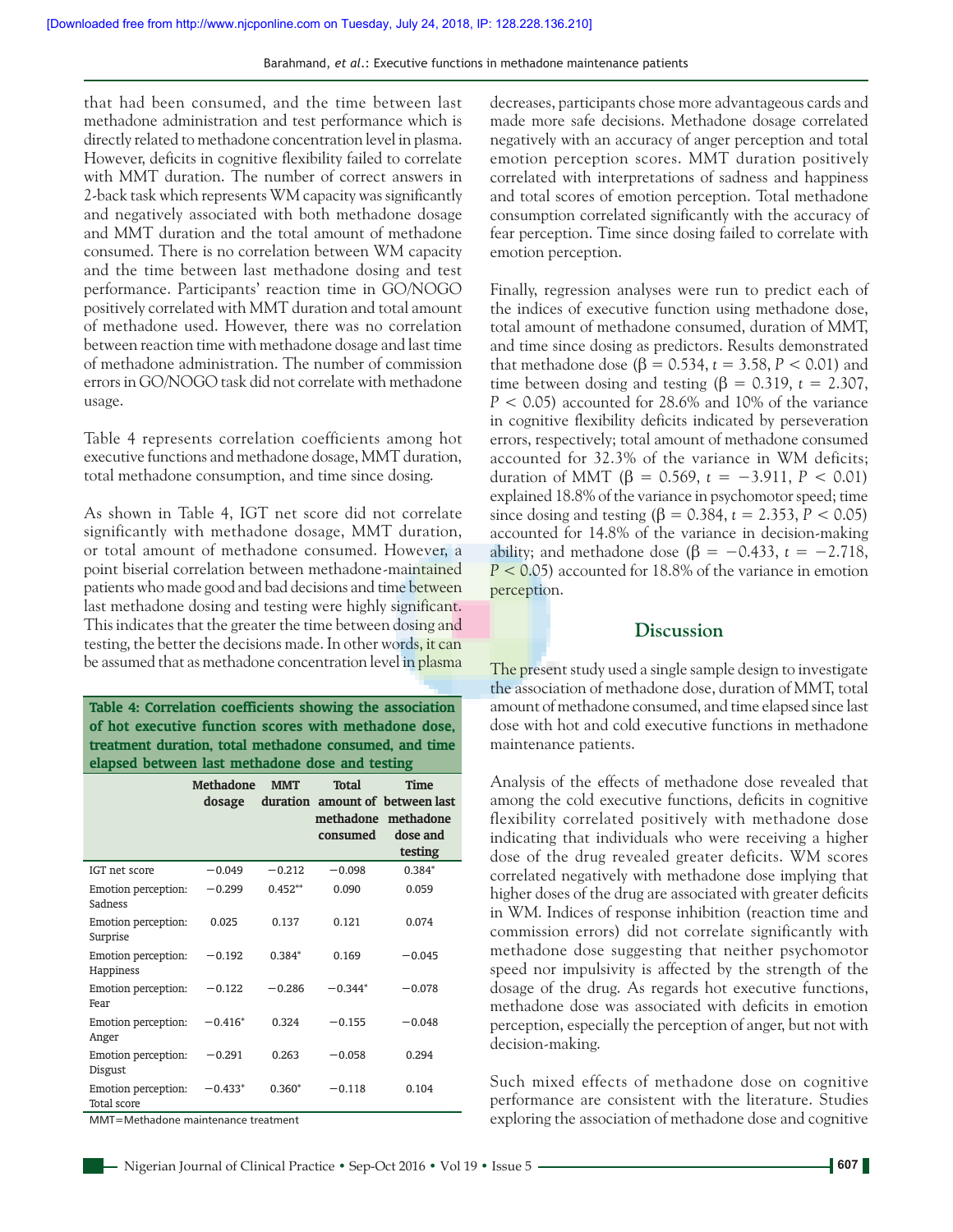that had been consumed, and the time between last methadone administration and test performance which is directly related to methadone concentration level in plasma. However, deficits in cognitive flexibility failed to correlate with MMT duration. The number of correct answers in 2-back task which represents WM capacity was significantly and negatively associated with both methadone dosage and MMT duration and the total amount of methadone consumed. There is no correlation between WM capacity and the time between last methadone dosing and test performance. Participants' reaction time in GO/NOGO positively correlated with MMT duration and total amount of methadone used. However, there was no correlation between reaction time with methadone dosage and last time of methadone administration. The number of commission errors in GO/NOGO task did not correlate with methadone usage.

Table 4 represents correlation coefficients among hot executive functions and methadone dosage, MMT duration, total methadone consumption, and time since dosing.

As shown in Table 4, IGT net score did not correlate significantly with methadone dosage, MMT duration, or total amount of methadone consumed. However, a point biserial correlation between methadone-maintained patients who made good and bad decisions and time between last methadone dosing and testing were highly significant. This indicates that the greater the time between dosing and testing, the better the decisions made. In other words, it can be assumed that as methadone concentration level in plasma decreases, participants chose more advantageous cards and made more safe decisions. Methadone dosage correlated negatively with an accuracy of anger perception and total emotion perception scores. MMT duration positively correlated with interpretations of sadness and happiness and total scores of emotion perception. Total methadone consumption correlated significantly with the accuracy of fear perception. Time since dosing failed to correlate with emotion perception.

**Table 4: Correlation coefficients showing the association of hot executive function scores with methadone dose, treatment duration, total methadone consumed, and time elapsed between last methadone dose and testing**

| | Methadone dosage | MMT duration | Total amount of methadone consumed | Time between last methadone dose and testing |
|---|---|---|---|---|
| IGT net score | −0.049 | −0.212 | −0.098 | 0.384* |
| Emotion perception: Sadness | −0.299 | 0.452** | 0.090 | 0.059 |
| Emotion perception: Surprise | 0.025 | 0.137 | 0.121 | 0.074 |
| Emotion perception: Happiness | −0.192 | 0.384* | 0.169 | −0.045 |
| Emotion perception: Fear | −0.122 | −0.286 | −0.344* | −0.078 |
| Emotion perception: Anger | −0.416* | 0.324 | −0.155 | −0.048 |
| Emotion perception: Disgust | −0.291 | 0.263 | −0.058 | 0.294 |
| Emotion perception: Total score | −0.433* | 0.360* | −0.118 | 0.104 |

MMT=Methadone maintenance treatment

Finally, regression analyses were run to predict each of the indices of executive function using methadone dose, total amount of methadone consumed, duration of MMT, and time since dosing as predictors. Results demonstrated that methadone dose ($\beta = 0.534$, $t = 3.58$, $P < 0.01$) and time between dosing and testing ($\beta = 0.319$, $t = 2.307$, $P < 0.05$) accounted for 28.6% and 10% of the variance in cognitive flexibility deficits indicated by perseveration errors, respectively; total amount of methadone consumed accounted for 32.3% of the variance in WM deficits; duration of MMT ($\beta = 0.569$, $t = -3.911$, $P < 0.01$) explained 18.8% of the variance in psychomotor speed; time since dosing and testing ($\beta = 0.384$, $t = 2.353$, $P < 0.05$) accounted for 14.8% of the variance in decision-making ability; and methadone dose ($\beta = -0.433$, $t = -2.718$, $P < 0.05$) accounted for 18.8% of the variance in emotion perception.

## Discussion

The present study used a single sample design to investigate the association of methadone dose, duration of MMT, total amount of methadone consumed, and time elapsed since last dose with hot and cold executive functions in methadone maintenance patients.

Analysis of the effects of methadone dose revealed that among the cold executive functions, deficits in cognitive flexibility correlated positively with methadone dose indicating that individuals who were receiving a higher dose of the drug revealed greater deficits. WM scores correlated negatively with methadone dose implying that higher doses of the drug are associated with greater deficits in WM. Indices of response inhibition (reaction time and commission errors) did not correlate significantly with methadone dose suggesting that neither psychomotor speed nor impulsivity is affected by the strength of the dosage of the drug. As regards hot executive functions, methadone dose was associated with deficits in emotion perception, especially the perception of anger, but not with decision-making.

Such mixed effects of methadone dose on cognitive performance are consistent with the literature. Studies exploring the association of methadone dose and cognitive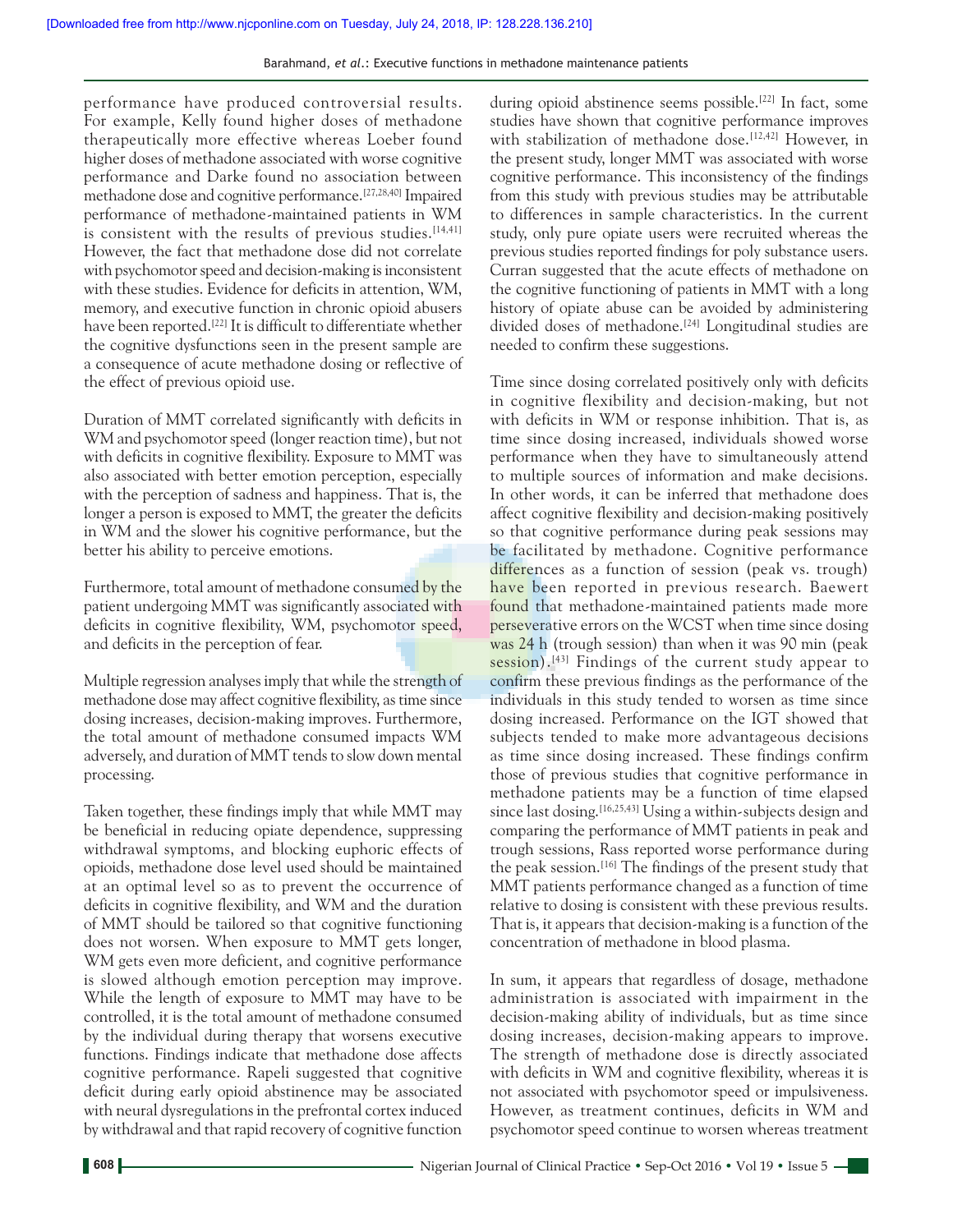performance have produced controversial results. For example, Kelly found higher doses of methadone therapeutically more effective whereas Loeber found higher doses of methadone associated with worse cognitive performance and Darke found no association between methadone dose and cognitive performance.[27,28,40] Impaired performance of methadone-maintained patients in WM is consistent with the results of previous studies.[14,41] However, the fact that methadone dose did not correlate with psychomotor speed and decision-making is inconsistent with these studies. Evidence for deficits in attention, WM, memory, and executive function in chronic opioid abusers have been reported.[22] It is difficult to differentiate whether the cognitive dysfunctions seen in the present sample are a consequence of acute methadone dosing or reflective of the effect of previous opioid use.

Duration of MMT correlated significantly with deficits in WM and psychomotor speed (longer reaction time), but not with deficits in cognitive flexibility. Exposure to MMT was also associated with better emotion perception, especially with the perception of sadness and happiness. That is, the longer a person is exposed to MMT, the greater the deficits in WM and the slower his cognitive performance, but the better his ability to perceive emotions.

Furthermore, total amount of methadone consumed by the patient undergoing MMT was significantly associated with deficits in cognitive flexibility, WM, psychomotor speed, and deficits in the perception of fear.

Multiple regression analyses imply that while the strength of methadone dose may affect cognitive flexibility, as time since dosing increases, decision-making improves. Furthermore, the total amount of methadone consumed impacts WM adversely, and duration of MMT tends to slow down mental processing.

Taken together, these findings imply that while MMT may be beneficial in reducing opiate dependence, suppressing withdrawal symptoms, and blocking euphoric effects of opioids, methadone dose level used should be maintained at an optimal level so as to prevent the occurrence of deficits in cognitive flexibility, and WM and the duration of MMT should be tailored so that cognitive functioning does not worsen. When exposure to MMT gets longer, WM gets even more deficient, and cognitive performance is slowed although emotion perception may improve. While the length of exposure to MMT may have to be controlled, it is the total amount of methadone consumed by the individual during therapy that worsens executive functions. Findings indicate that methadone dose affects cognitive performance. Rapeli suggested that cognitive deficit during early opioid abstinence may be associated with neural dysregulations in the prefrontal cortex induced by withdrawal and that rapid recovery of cognitive function during opioid abstinence seems possible.[22] In fact, some studies have shown that cognitive performance improves with stabilization of methadone dose.[12,42] However, in the present study, longer MMT was associated with worse cognitive performance. This inconsistency of the findings from this study with previous studies may be attributable to differences in sample characteristics. In the current study, only pure opiate users were recruited whereas the previous studies reported findings for poly substance users. Curran suggested that the acute effects of methadone on the cognitive functioning of patients in MMT with a long history of opiate abuse can be avoided by administering divided doses of methadone.[24] Longitudinal studies are needed to confirm these suggestions.

Time since dosing correlated positively only with deficits in cognitive flexibility and decision-making, but not with deficits in WM or response inhibition. That is, as time since dosing increased, individuals showed worse performance when they have to simultaneously attend to multiple sources of information and make decisions. In other words, it can be inferred that methadone does affect cognitive flexibility and decision-making positively so that cognitive performance during peak sessions may be facilitated by methadone. Cognitive performance differences as a function of session (peak vs. trough) have been reported in previous research. Baewert found that methadone-maintained patients made more perseverative errors on the WCST when time since dosing was 24 h (trough session) than when it was 90 min (peak session).[43] Findings of the current study appear to confirm these previous findings as the performance of the individuals in this study tended to worsen as time since dosing increased. Performance on the IGT showed that subjects tended to make more advantageous decisions as time since dosing increased. These findings confirm those of previous studies that cognitive performance in methadone patients may be a function of time elapsed since last dosing.[16,25,43] Using a within-subjects design and comparing the performance of MMT patients in peak and trough sessions, Rass reported worse performance during the peak session.[16] The findings of the present study that MMT patients performance changed as a function of time relative to dosing is consistent with these previous results. That is, it appears that decision-making is a function of the concentration of methadone in blood plasma.

In sum, it appears that regardless of dosage, methadone administration is associated with impairment in the decision-making ability of individuals, but as time since dosing increases, decision-making appears to improve. The strength of methadone dose is directly associated with deficits in WM and cognitive flexibility, whereas it is not associated with psychomotor speed or impulsiveness. However, as treatment continues, deficits in WM and psychomotor speed continue to worsen whereas treatment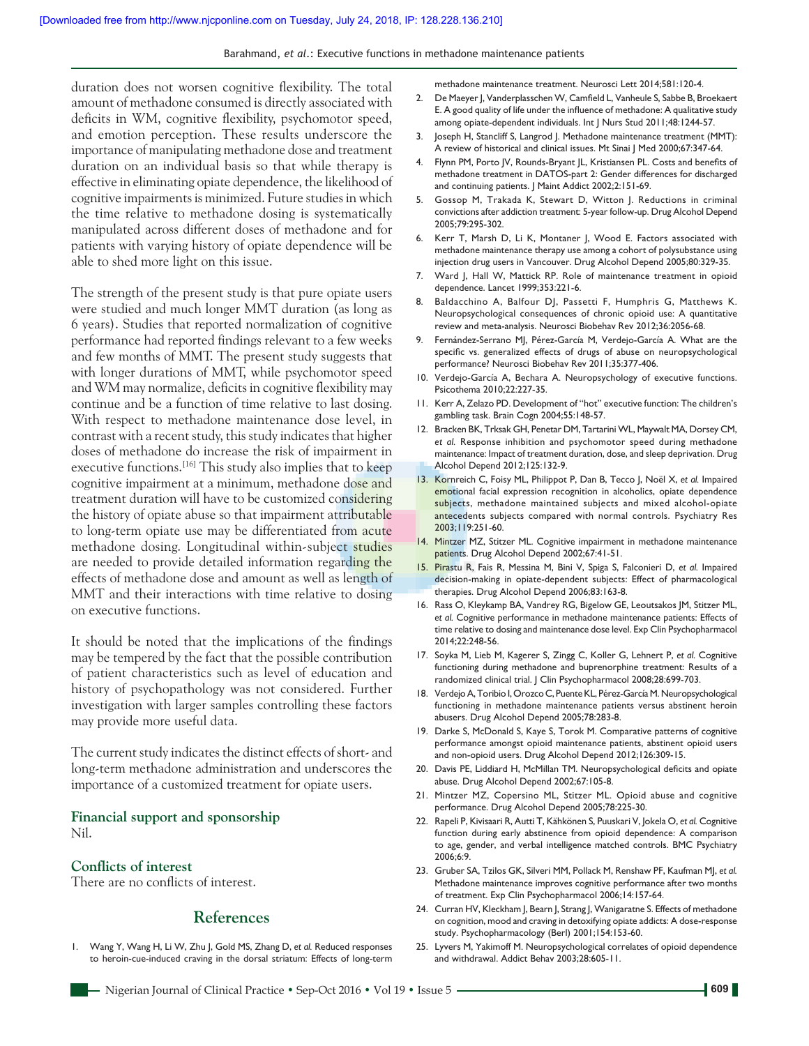duration does not worsen cognitive flexibility. The total amount of methadone consumed is directly associated with deficits in WM, cognitive flexibility, psychomotor speed, and emotion perception. These results underscore the importance of manipulating methadone dose and treatment duration on an individual basis so that while therapy is effective in eliminating opiate dependence, the likelihood of cognitive impairments is minimized. Future studies in which the time relative to methadone dosing is systematically manipulated across different doses of methadone and for patients with varying history of opiate dependence will be able to shed more light on this issue.

The strength of the present study is that pure opiate users were studied and much longer MMT duration (as long as 6 years). Studies that reported normalization of cognitive performance had reported findings relevant to a few weeks and few months of MMT. The present study suggests that with longer durations of MMT, while psychomotor speed and WM may normalize, deficits in cognitive flexibility may continue and be a function of time relative to last dosing. With respect to methadone maintenance dose level, in contrast with a recent study, this study indicates that higher doses of methadone do increase the risk of impairment in executive functions.[16] This study also implies that to keep cognitive impairment at a minimum, methadone dose and treatment duration will have to be customized considering the history of opiate abuse so that impairment attributable to long-term opiate use may be differentiated from acute methadone dosing. Longitudinal within-subject studies are needed to provide detailed information regarding the effects of methadone dose and amount as well as length of MMT and their interactions with time relative to dosing on executive functions.

It should be noted that the implications of the findings may be tempered by the fact that the possible contribution of patient characteristics such as level of education and history of psychopathology was not considered. Further investigation with larger samples controlling these factors may provide more useful data.

The current study indicates the distinct effects of short- and long-term methadone administration and underscores the importance of a customized treatment for opiate users.

### Financial support and sponsorship

Nil.

### Conflicts of interest

There are no conflicts of interest.

## References

1. Wang Y, Wang H, Li W, Zhu J, Gold MS, Zhang D, *et al.* Reduced responses to heroin-cue-induced craving in the dorsal striatum: Effects of long-term methadone maintenance treatment. Neurosci Lett 2014;581:120-4.
2. De Maeyer J, Vanderplasschen W, Camfield L, Vanheule S, Sabbe B, Broekaert E. A good quality of life under the influence of methadone: A qualitative study among opiate-dependent individuals. Int J Nurs Stud 2011;48:1244-57.
3. Joseph H, Stancliff S, Langrod J. Methadone maintenance treatment (MMT): A review of historical and clinical issues. Mt Sinai J Med 2000;67:347-64.
4. Flynn PM, Porto JV, Rounds-Bryant JL, Kristiansen PL. Costs and benefits of methadone treatment in DATOS-part 2: Gender differences for discharged and continuing patients. J Maint Addict 2002;2:151-69.
5. Gossop M, Trakada K, Stewart D, Witton J. Reductions in criminal convictions after addiction treatment: 5-year follow-up. Drug Alcohol Depend 2005;79:295-302.
6. Kerr T, Marsh D, Li K, Montaner J, Wood E. Factors associated with methadone maintenance therapy use among a cohort of polysubstance using injection drug users in Vancouver. Drug Alcohol Depend 2005;80:329-35.
7. Ward J, Hall W, Mattick RP. Role of maintenance treatment in opioid dependence. Lancet 1999;353:221-6.
8. Baldacchino A, Balfour DJ, Passetti F, Humphris G, Matthews K. Neuropsychological consequences of chronic opioid use: A quantitative review and meta-analysis. Neurosci Biobehav Rev 2012;36:2056-68.
9. Fernández-Serrano MJ, Pérez-García M, Verdejo-García A. What are the specific vs. generalized effects of drugs of abuse on neuropsychological performance? Neurosci Biobehav Rev 2011;35:377-406.
10. Verdejo-García A, Bechara A. Neuropsychology of executive functions. Psicothema 2010;22:227-35.
11. Kerr A, Zelazo PD. Development of "hot" executive function: The children's gambling task. Brain Cogn 2004;55:148-57.
12. Bracken BK, Trksak GH, Penetar DM, Tartarini WL, Maywalt MA, Dorsey CM, *et al.* Response inhibition and psychomotor speed during methadone maintenance: Impact of treatment duration, dose, and sleep deprivation. Drug Alcohol Depend 2012;125:132-9.
13. Kornreich C, Foisy ML, Philippot P, Dan B, Tecco J, Noël X, *et al.* Impaired emotional facial expression recognition in alcoholics, opiate dependence subjects, methadone maintained subjects and mixed alcohol-opiate antecedents subjects compared with normal controls. Psychiatry Res 2003;119:251-60.
14. Mintzer MZ, Stitzer ML. Cognitive impairment in methadone maintenance patients. Drug Alcohol Depend 2002;67:41-51.
15. Pirastu R, Fais R, Messina M, Bini V, Spiga S, Falconieri D, *et al.* Impaired decision-making in opiate-dependent subjects: Effect of pharmacological therapies. Drug Alcohol Depend 2006;83:163-8.
16. Rass O, Kleykamp BA, Vandrey RG, Bigelow GE, Leoutsakos JM, Stitzer ML, *et al.* Cognitive performance in methadone maintenance patients: Effects of time relative to dosing and maintenance dose level. Exp Clin Psychopharmacol 2014;22:248-56.
17. Soyka M, Lieb M, Kagerer S, Zingg C, Koller G, Lehnert P, *et al.* Cognitive functioning during methadone and buprenorphine treatment: Results of a randomized clinical trial. J Clin Psychopharmacol 2008;28:699-703.
18. Verdejo A, Toribio I, Orozco C, Puente KL, Pérez-García M. Neuropsychological functioning in methadone maintenance patients versus abstinent heroin abusers. Drug Alcohol Depend 2005;78:283-8.
19. Darke S, McDonald S, Kaye S, Torok M. Comparative patterns of cognitive performance amongst opioid maintenance patients, abstinent opioid users and non-opioid users. Drug Alcohol Depend 2012;126:309-15.
20. Davis PE, Liddiard H, McMillan TM. Neuropsychological deficits and opiate abuse. Drug Alcohol Depend 2002;67:105-8.
21. Mintzer MZ, Copersino ML, Stitzer ML. Opioid abuse and cognitive performance. Drug Alcohol Depend 2005;78:225-30.
22. Rapeli P, Kivisaari R, Autti T, Kähkönen S, Puuskari V, Jokela O, *et al.* Cognitive function during early abstinence from opioid dependence: A comparison to age, gender, and verbal intelligence matched controls. BMC Psychiatry 2006;6:9.
23. Gruber SA, Tzilos GK, Silveri MM, Pollack M, Renshaw PF, Kaufman MJ, *et al.* Methadone maintenance improves cognitive performance after two months of treatment. Exp Clin Psychopharmacol 2006;14:157-64.
24. Curran HV, Kleckham J, Bearn J, Strang J, Wanigaratne S. Effects of methadone on cognition, mood and craving in detoxifying opiate addicts: A dose-response study. Psychopharmacology (Berl) 2001;154:153-60.
25. Lyvers M, Yakimoff M. Neuropsychological correlates of opioid dependence and withdrawal. Addict Behav 2003;28:605-11.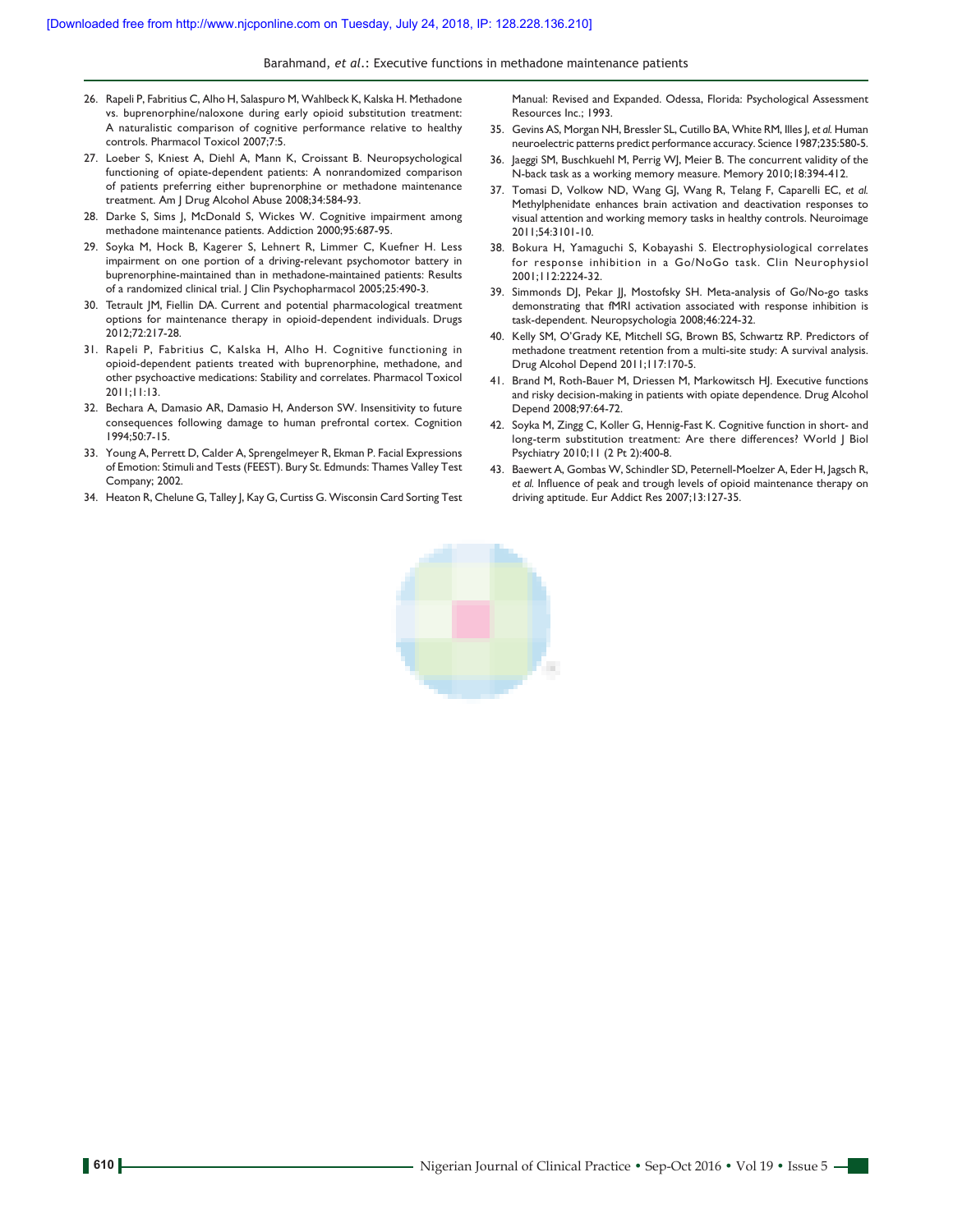26. Rapeli P, Fabritius C, Alho H, Salaspuro M, Wahlbeck K, Kalska H. Methadone vs. buprenorphine/naloxone during early opioid substitution treatment: A naturalistic comparison of cognitive performance relative to healthy controls. Pharmacol Toxicol 2007;7:5.
27. Loeber S, Kniest A, Diehl A, Mann K, Croissant B. Neuropsychological functioning of opiate-dependent patients: A nonrandomized comparison of patients preferring either buprenorphine or methadone maintenance treatment. Am J Drug Alcohol Abuse 2008;34:584-93.
28. Darke S, Sims J, McDonald S, Wickes W. Cognitive impairment among methadone maintenance patients. Addiction 2000;95:687-95.
29. Soyka M, Hock B, Kagerer S, Lehnert R, Limmer C, Kuefner H. Less impairment on one portion of a driving-relevant psychomotor battery in buprenorphine-maintained than in methadone-maintained patients: Results of a randomized clinical trial. J Clin Psychopharmacol 2005;25:490-3.
30. Tetrault JM, Fiellin DA. Current and potential pharmacological treatment options for maintenance therapy in opioid-dependent individuals. Drugs 2012;72:217-28.
31. Rapeli P, Fabritius C, Kalska H, Alho H. Cognitive functioning in opioid-dependent patients treated with buprenorphine, methadone, and other psychoactive medications: Stability and correlates. Pharmacol Toxicol 2011;11:13.
32. Bechara A, Damasio AR, Damasio H, Anderson SW. Insensitivity to future consequences following damage to human prefrontal cortex. Cognition 1994;50:7-15.
33. Young A, Perrett D, Calder A, Sprengelmeyer R, Ekman P. Facial Expressions of Emotion: Stimuli and Tests (FEEST). Bury St. Edmunds: Thames Valley Test Company; 2002.
34. Heaton R, Chelune G, Talley J, Kay G, Curtiss G. Wisconsin Card Sorting Test Manual: Revised and Expanded. Odessa, Florida: Psychological Assessment Resources Inc.; 1993.
35. Gevins AS, Morgan NH, Bressler SL, Cutillo BA, White RM, Illes J, *et al.* Human neuroelectric patterns predict performance accuracy. Science 1987;235:580-5.
36. Jaeggi SM, Buschkuehl M, Perrig WJ, Meier B. The concurrent validity of the N-back task as a working memory measure. Memory 2010;18:394-412.
37. Tomasi D, Volkow ND, Wang GJ, Wang R, Telang F, Caparelli EC, *et al.* Methylphenidate enhances brain activation and deactivation responses to visual attention and working memory tasks in healthy controls. Neuroimage 2011;54:3101-10.
38. Bokura H, Yamaguchi S, Kobayashi S. Electrophysiological correlates for response inhibition in a Go/NoGo task. Clin Neurophysiol 2001;112:2224-32.
39. Simmonds DJ, Pekar JJ, Mostofsky SH. Meta-analysis of Go/No-go tasks demonstrating that fMRI activation associated with response inhibition is task-dependent. Neuropsychologia 2008;46:224-32.
40. Kelly SM, O'Grady KE, Mitchell SG, Brown BS, Schwartz RP. Predictors of methadone treatment retention from a multi-site study: A survival analysis. Drug Alcohol Depend 2011;117:170-5.
41. Brand M, Roth-Bauer M, Driessen M, Markowitsch HJ. Executive functions and risky decision-making in patients with opiate dependence. Drug Alcohol Depend 2008;97:64-72.
42. Soyka M, Zingg C, Koller G, Hennig-Fast K. Cognitive function in short- and long-term substitution treatment: Are there differences? World J Biol Psychiatry 2010;11 (2 Pt 2):400-8.
43. Baewert A, Gombas W, Schindler SD, Peternell-Moelzer A, Eder H, Jagsch R, *et al.* Influence of peak and trough levels of opioid maintenance therapy on driving aptitude. Eur Addict Res 2007;13:127-35.